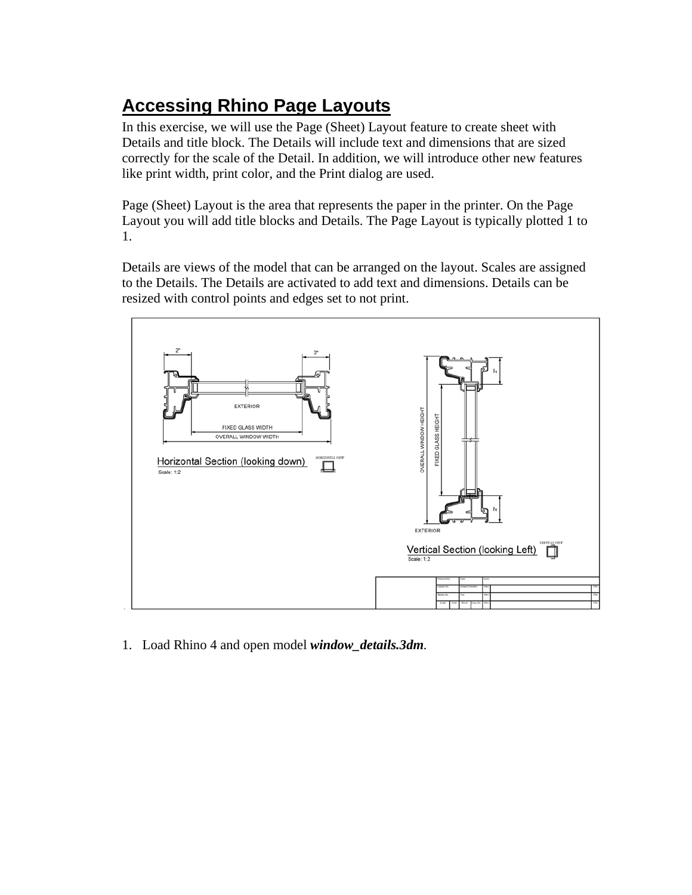# Accessing Rhino Page Layouts

In this exercise, we will use the Page (Sheet) Layout feature to create sheet with Details and title block. The Details will include text and dimensions that are sized correctly for the scale of the Detail. In addition, we will introduce other new features like print width, print color, and the Print dialog are used.

Page (Sheet) Layout is the area that represents the paper in the printer. On the Page Layout you will add title blocks and Details. The Page Layout is typically plotted 1 to 1.

Details are views of the model that can be arranged on the layout. Scales are assigned to the Details. The Details are activated to add text and dimensions. Details can be resized with control points and edges set to not print.

1. Load Rhino 4 and open model ***window_details.3dm***.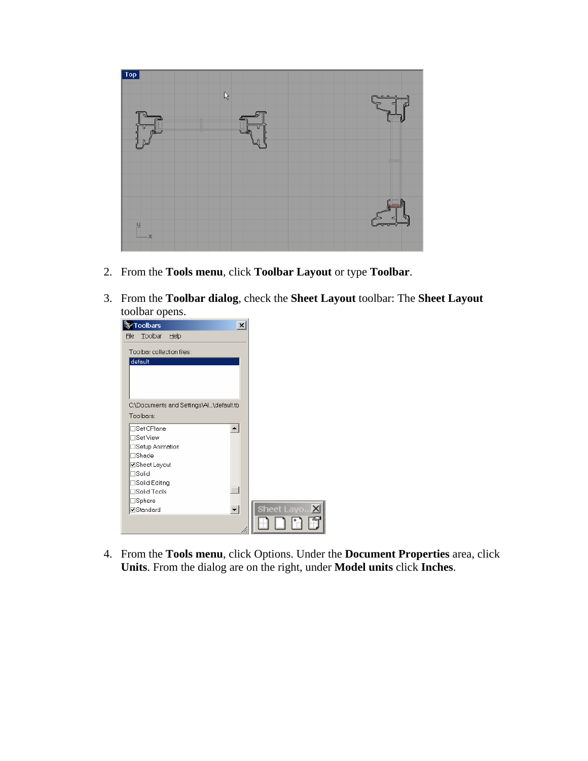2. From the **Tools menu**, click **Toolbar Layout** or type **Toolbar**.

3. From the **Toolbar dialog**, check the **Sheet Layout** toolbar: The **Sheet Layout** toolbar opens.

4. From the **Tools menu**, click Options. Under the **Document Properties** area, click **Units**. From the dialog are on the right, under **Model units** click **Inches**.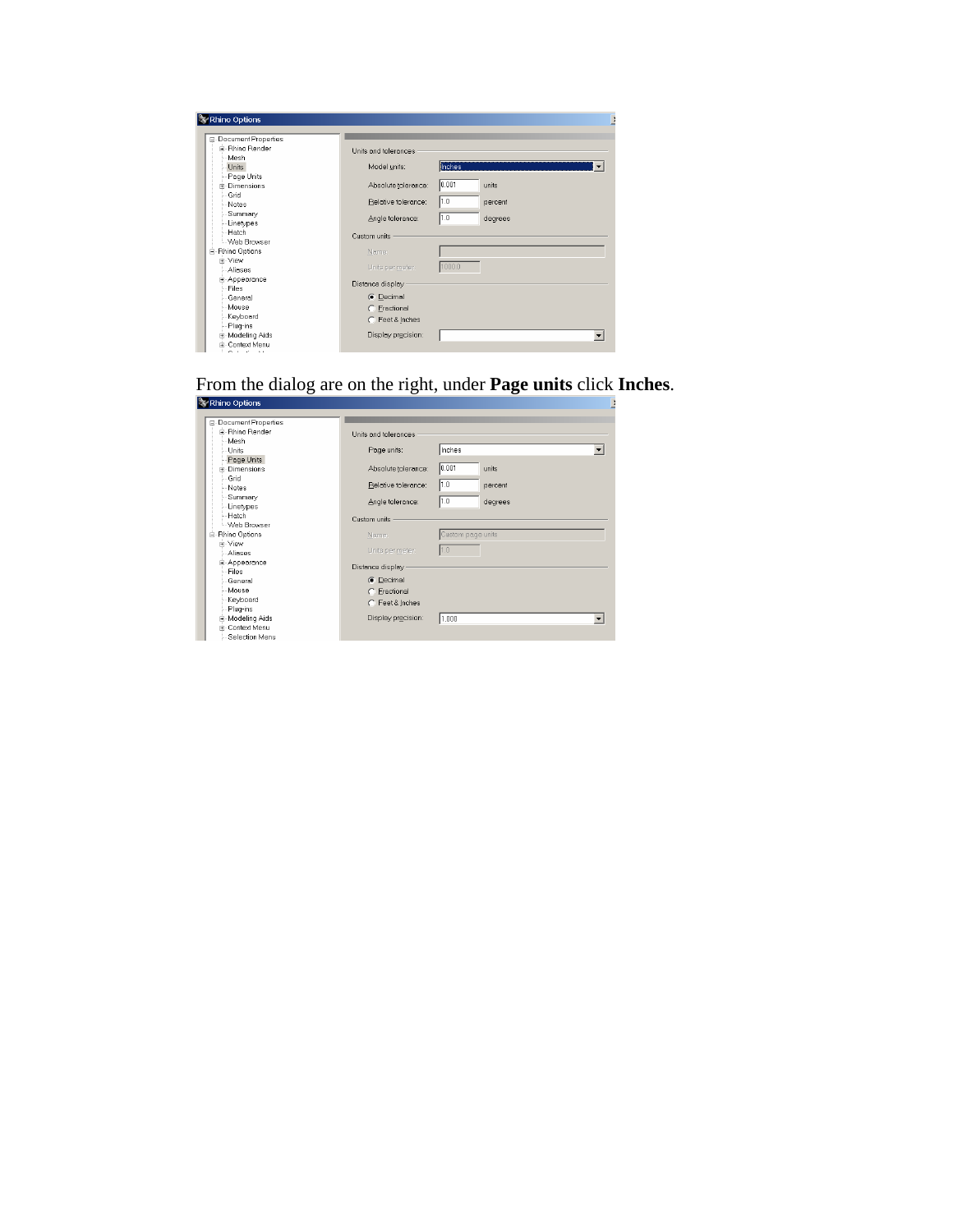From the dialog are on the right, under **Page units** click **Inches**.